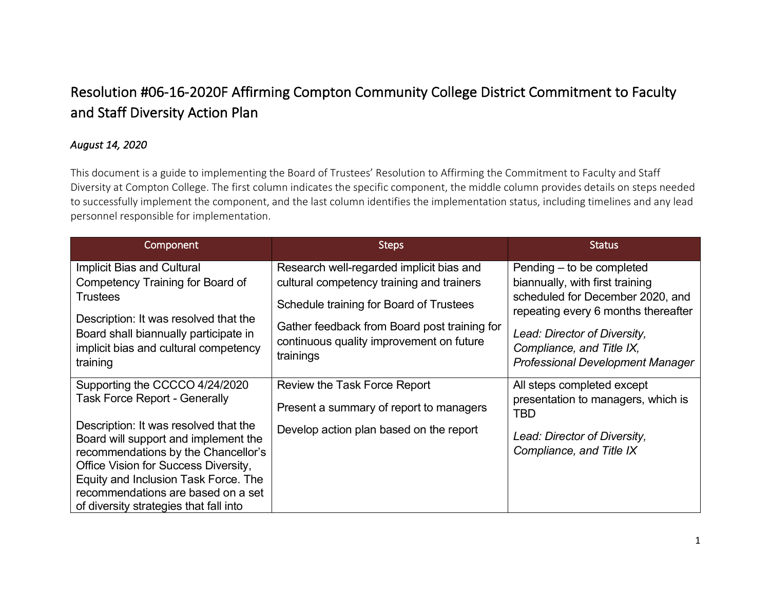# Resolution #06-16-2020F Affirming Compton Community College District Commitment to Faculty and Staff Diversity Action Plan

*August 14, 2020*

This document is a guide to implementing the Board of Trustees' Resolution to Affirming the Commitment to Faculty and Staff Diversity at Compton College. The first column indicates the specific component, the middle column provides details on steps needed to successfully implement the component, and the last column identifies the implementation status, including timelines and any lead personnel responsible for implementation.

| Component | Steps | Status |
|---|---|---|
| Implicit Bias and Cultural Competency Training for Board of Trustees<br><br>Description: It was resolved that the Board shall biannually participate in implicit bias and cultural competency training | Research well-regarded implicit bias and cultural competency training and trainers<br><br>Schedule training for Board of Trustees<br><br>Gather feedback from Board post training for continuous quality improvement on future trainings | Pending – to be completed biannually, with first training scheduled for December 2020, and repeating every 6 months thereafter<br><br>*Lead: Director of Diversity, Compliance, and Title IX, Professional Development Manager* |
| Supporting the CCCCO 4/24/2020 Task Force Report - Generally<br><br>Description: It was resolved that the Board will support and implement the recommendations by the Chancellor's Office Vision for Success Diversity, Equity and Inclusion Task Force. The recommendations are based on a set of diversity strategies that fall into | Review the Task Force Report<br><br>Present a summary of report to managers<br><br>Develop action plan based on the report | All steps completed except presentation to managers, which is TBD<br><br>*Lead: Director of Diversity, Compliance, and Title IX* |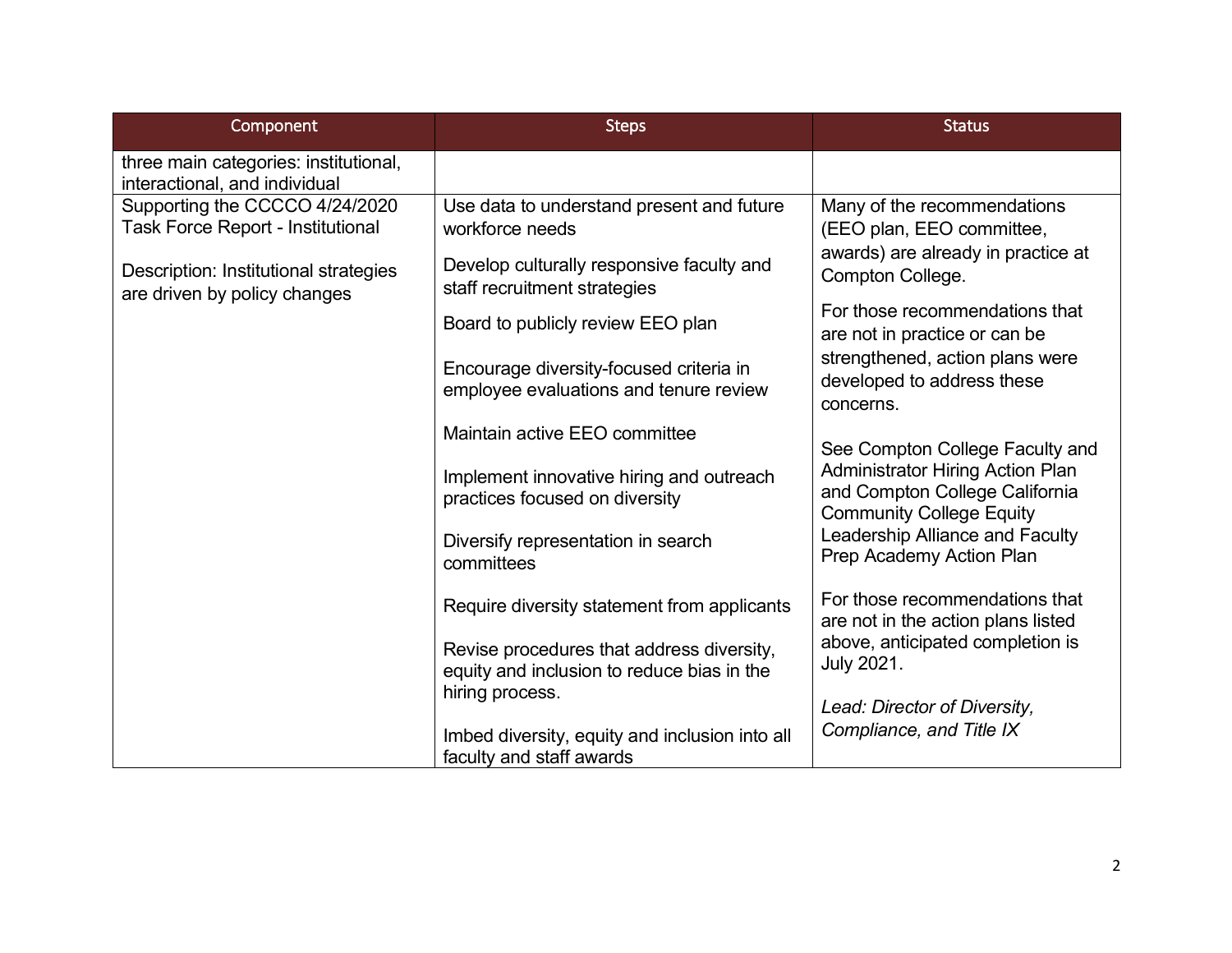| Component | Steps | Status |
|---|---|---|
| three main categories: institutional, interactional, and individual | | |
| Supporting the CCCCO 4/24/2020 Task Force Report - Institutional<br><br>Description: Institutional strategies are driven by policy changes | Use data to understand present and future workforce needs<br><br>Develop culturally responsive faculty and staff recruitment strategies<br><br>Board to publicly review EEO plan<br><br>Encourage diversity-focused criteria in employee evaluations and tenure review<br><br>Maintain active EEO committee<br><br>Implement innovative hiring and outreach practices focused on diversity<br><br>Diversify representation in search committees<br><br>Require diversity statement from applicants<br><br>Revise procedures that address diversity, equity and inclusion to reduce bias in the hiring process.<br><br>Imbed diversity, equity and inclusion into all faculty and staff awards | Many of the recommendations (EEO plan, EEO committee, awards) are already in practice at Compton College.<br><br>For those recommendations that are not in practice or can be strengthened, action plans were developed to address these concerns.<br><br>See Compton College Faculty and Administrator Hiring Action Plan and Compton College California Community College Equity Leadership Alliance and Faculty Prep Academy Action Plan<br><br>For those recommendations that are not in the action plans listed above, anticipated completion is July 2021.<br><br>*Lead: Director of Diversity, Compliance, and Title IX* |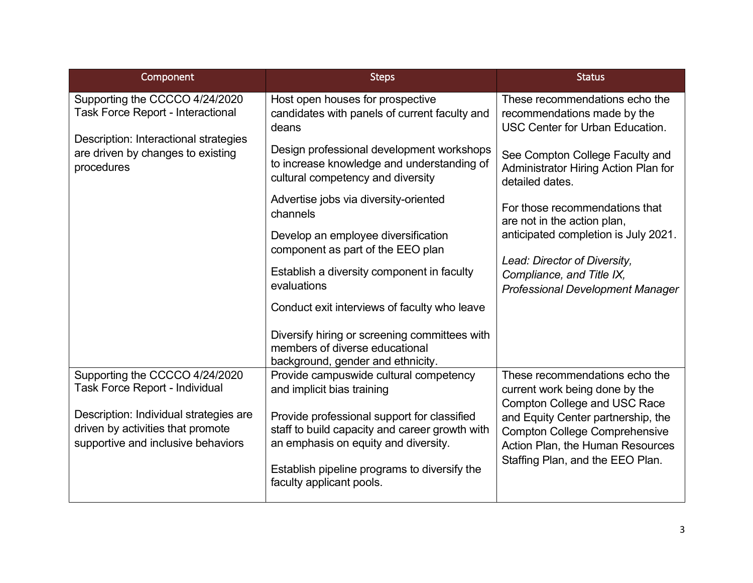| Component | Steps | Status |
| --- | --- | --- |
| Supporting the CCCCO 4/24/2020 Task Force Report - Interactional<br><br>Description: Interactional strategies are driven by changes to existing procedures | Host open houses for prospective candidates with panels of current faculty and deans<br><br>Design professional development workshops to increase knowledge and understanding of cultural competency and diversity<br><br>Advertise jobs via diversity-oriented channels<br><br>Develop an employee diversification component as part of the EEO plan<br><br>Establish a diversity component in faculty evaluations<br><br>Conduct exit interviews of faculty who leave<br><br>Diversify hiring or screening committees with members of diverse educational background, gender and ethnicity. | These recommendations echo the recommendations made by the USC Center for Urban Education.<br><br>See Compton College Faculty and Administrator Hiring Action Plan for detailed dates.<br><br>For those recommendations that are not in the action plan, anticipated completion is July 2021.<br><br>*Lead: Director of Diversity, Compliance, and Title IX, Professional Development Manager* |
| Supporting the CCCCO 4/24/2020 Task Force Report - Individual<br><br>Description: Individual strategies are driven by activities that promote supportive and inclusive behaviors | Provide campuswide cultural competency and implicit bias training<br><br>Provide professional support for classified staff to build capacity and career growth with an emphasis on equity and diversity.<br><br>Establish pipeline programs to diversify the faculty applicant pools. | These recommendations echo the current work being done by the Compton College and USC Race and Equity Center partnership, the Compton College Comprehensive Action Plan, the Human Resources Staffing Plan, and the EEO Plan. |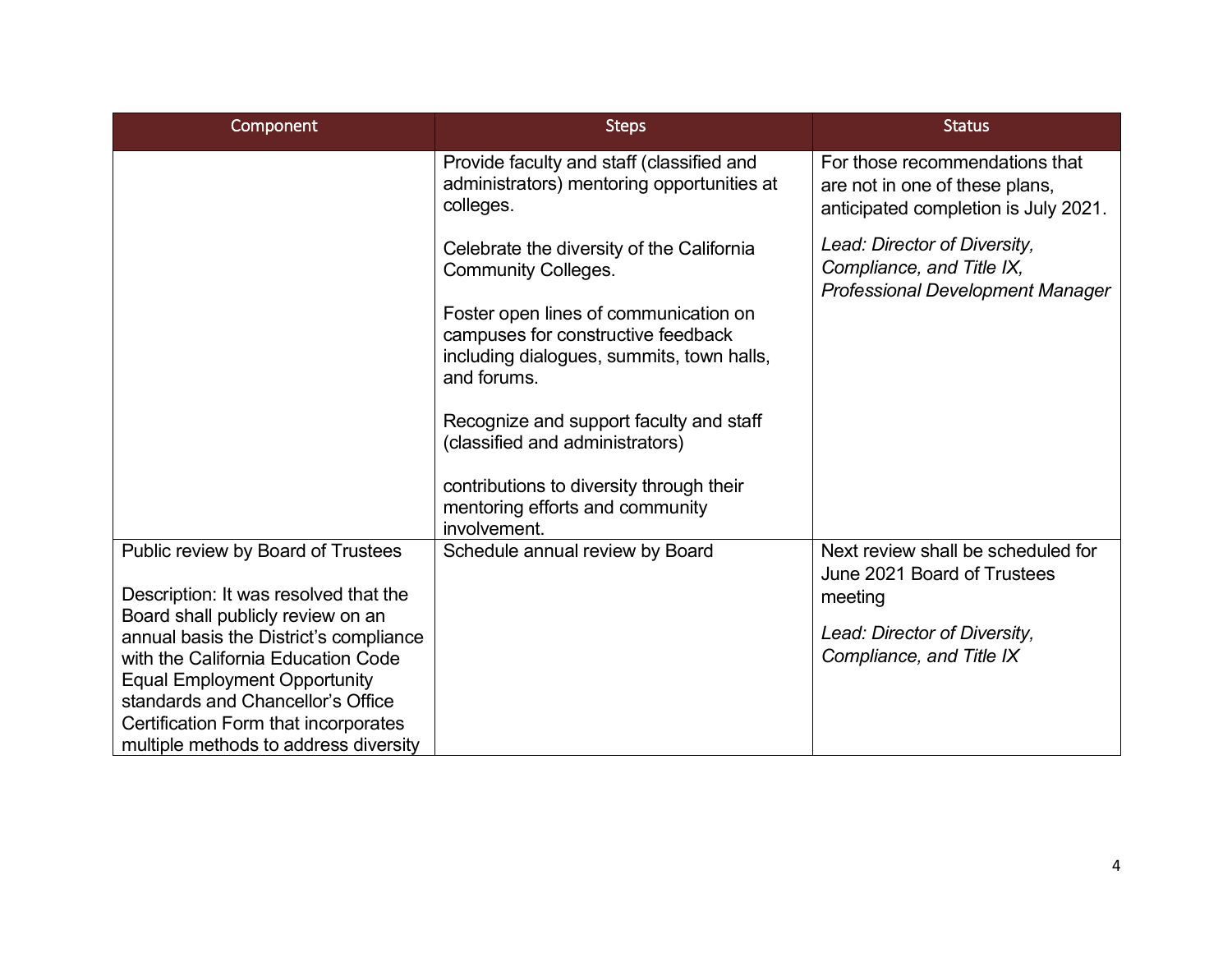| Component | Steps | Status |
|---|---|---|
| | Provide faculty and staff (classified and administrators) mentoring opportunities at colleges.<br><br>Celebrate the diversity of the California Community Colleges.<br><br>Foster open lines of communication on campuses for constructive feedback including dialogues, summits, town halls, and forums.<br><br>Recognize and support faculty and staff (classified and administrators)<br><br>contributions to diversity through their mentoring efforts and community involvement. | For those recommendations that are not in one of these plans, anticipated completion is July 2021.<br><br>*Lead: Director of Diversity, Compliance, and Title IX, Professional Development Manager* |
| Public review by Board of Trustees<br><br>Description: It was resolved that the Board shall publicly review on an annual basis the District's compliance with the California Education Code Equal Employment Opportunity standards and Chancellor's Office Certification Form that incorporates multiple methods to address diversity | Schedule annual review by Board | Next review shall be scheduled for June 2021 Board of Trustees meeting<br><br>*Lead: Director of Diversity, Compliance, and Title IX* |